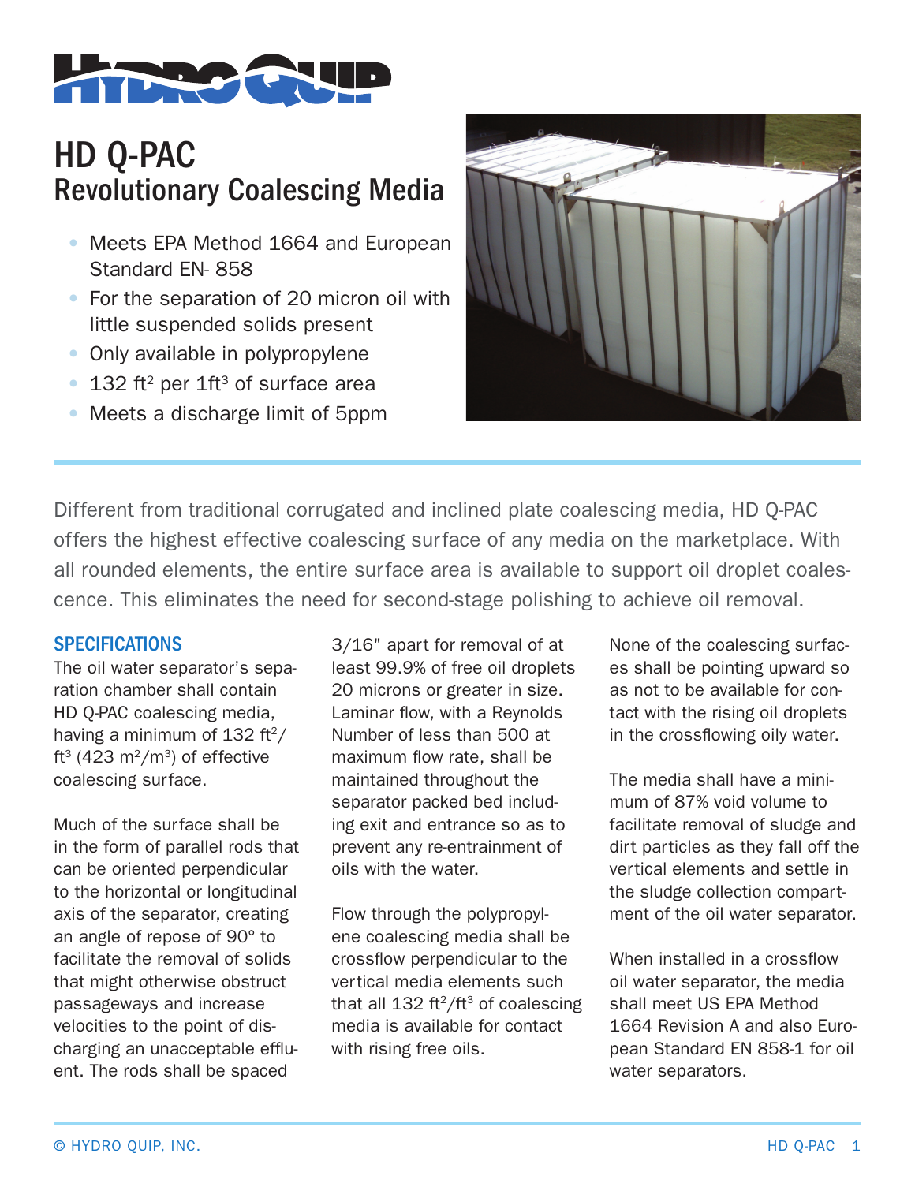# HD Q-PAC

## Revolutionary Coalescing Media

- Meets EPA Method 1664 and European Standard EN- 858
- For the separation of 20 micron oil with little suspended solids present
- Only available in polypropylene
- 132 $ft^2$ per 1$ft^3$ of surface area
- Meets a discharge limit of 5ppm

Different from traditional corrugated and inclined plate coalescing media, HD Q-PAC offers the highest effective coalescing surface of any media on the marketplace. With all rounded elements, the entire surface area is available to support oil droplet coalescence. This eliminates the need for second-stage polishing to achieve oil removal.

### SPECIFICATIONS

The oil water separator's separation chamber shall contain HD Q-PAC coalescing media, having a minimum of 132 $ft^2/ft^3$ (423 $m^2/m^3$) of effective coalescing surface.

Much of the surface shall be in the form of parallel rods that can be oriented perpendicular to the horizontal or longitudinal axis of the separator, creating an angle of repose of 90° to facilitate the removal of solids that might otherwise obstruct passageways and increase velocities to the point of discharging an unacceptable effluent. The rods shall be spaced 3/16" apart for removal of at least 99.9% of free oil droplets 20 microns or greater in size. Laminar flow, with a Reynolds Number of less than 500 at maximum flow rate, shall be maintained throughout the separator packed bed including exit and entrance so as to prevent any re-entrainment of oils with the water.

Flow through the polypropylene coalescing media shall be crossflow perpendicular to the vertical media elements such that all 132 $ft^2/ft^3$ of coalescing media is available for contact with rising free oils.

None of the coalescing surfaces shall be pointing upward so as not to be available for contact with the rising oil droplets in the crossflowing oily water.

The media shall have a minimum of 87% void volume to facilitate removal of sludge and dirt particles as they fall off the vertical elements and settle in the sludge collection compartment of the oil water separator.

When installed in a crossflow oil water separator, the media shall meet US EPA Method 1664 Revision A and also European Standard EN 858-1 for oil water separators.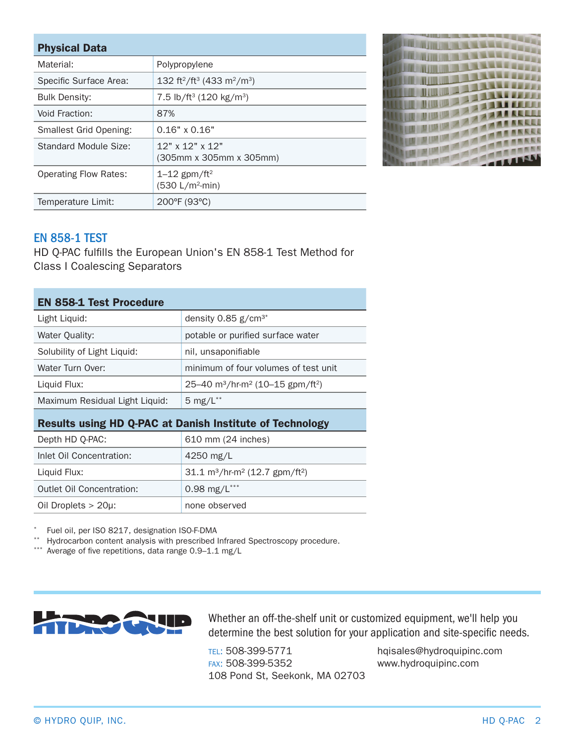| Physical Data | |
|---|---|
| Material: | Polypropylene |
| Specific Surface Area: | 132 $ft^2/ft^3$ (433 $m^2/m^3$) |
| Bulk Density: | 7.5 $lb/ft^3$ (120 $kg/m^3$) |
| Void Fraction: | 87% |
| Smallest Grid Opening: | 0.16" x 0.16" |
| Standard Module Size: | 12" x 12" x 12" (305mm x 305mm x 305mm) |
| Operating Flow Rates: | 1–12 $gpm/ft^2$ (530 $L/m^2$-min) |
| Temperature Limit: | 200°F (93°C) |

## EN 858-1 TEST

HD Q-PAC fulfills the European Union's EN 858-1 Test Method for Class I Coalescing Separators

| EN 858-1 Test Procedure | |
|---|---|
| Light Liquid: | density 0.85 $g/cm^3$* |
| Water Quality: | potable or purified surface water |
| Solubility of Light Liquid: | nil, unsaponifiable |
| Water Turn Over: | minimum of four volumes of test unit |
| Liquid Flux: | 25–40 $m^3/hr\text{-}m^2$ (10–15 $gpm/ft^2$) |
| Maximum Residual Light Liquid: | 5 mg/L** |
| **Results using HD Q-PAC at Danish Institute of Technology** | |
| Depth HD Q-PAC: | 610 mm (24 inches) |
| Inlet Oil Concentration: | 4250 mg/L |
| Liquid Flux: | 31.1 $m^3/hr\text{-}m^2$ (12.7 $gpm/ft^2$) |
| Outlet Oil Concentration: | 0.98 mg/L*** |
| Oil Droplets > 20µ: | none observed |

\* Fuel oil, per ISO 8217, designation ISO-F-DMA

** Hydrocarbon content analysis with prescribed Infrared Spectroscopy procedure.

*** Average of five repetitions, data range 0.9–1.1 mg/L

HYDRO QUIP

Whether an off-the-shelf unit or customized equipment, we'll help you determine the best solution for your application and site-specific needs.

TEL: 508-399-5771
FAX: 508-399-5352
108 Pond St, Seekonk, MA 02703

hqisales@hydroquipinc.com
www.hydroquipinc.com

© HYDRO QUIP, INC.